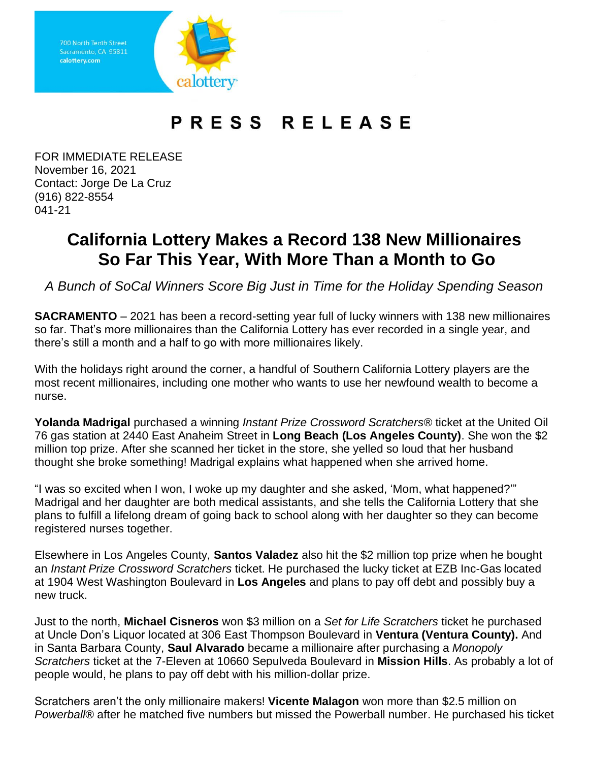700 North Tenth Street
Sacramento, CA 95811
calottery.com

# PRESS RELEASE

FOR IMMEDIATE RELEASE
November 16, 2021
Contact: Jorge De La Cruz
(916) 822-8554
041-21

## California Lottery Makes a Record 138 New Millionaires So Far This Year, With More Than a Month to Go

*A Bunch of SoCal Winners Score Big Just in Time for the Holiday Spending Season*

**SACRAMENTO** – 2021 has been a record-setting year full of lucky winners with 138 new millionaires so far. That's more millionaires than the California Lottery has ever recorded in a single year, and there's still a month and a half to go with more millionaires likely.

With the holidays right around the corner, a handful of Southern California Lottery players are the most recent millionaires, including one mother who wants to use her newfound wealth to become a nurse.

**Yolanda Madrigal** purchased a winning *Instant Prize Crossword Scratchers®* ticket at the United Oil 76 gas station at 2440 East Anaheim Street in **Long Beach (Los Angeles County)**. She won the $2 million top prize. After she scanned her ticket in the store, she yelled so loud that her husband thought she broke something! Madrigal explains what happened when she arrived home.

"I was so excited when I won, I woke up my daughter and she asked, 'Mom, what happened?'" Madrigal and her daughter are both medical assistants, and she tells the California Lottery that she plans to fulfill a lifelong dream of going back to school along with her daughter so they can become registered nurses together.

Elsewhere in Los Angeles County, **Santos Valadez** also hit the $2 million top prize when he bought an *Instant Prize Crossword Scratchers* ticket. He purchased the lucky ticket at EZB Inc-Gas located at 1904 West Washington Boulevard in **Los Angeles** and plans to pay off debt and possibly buy a new truck.

Just to the north, **Michael Cisneros** won $3 million on a *Set for Life Scratchers* ticket he purchased at Uncle Don's Liquor located at 306 East Thompson Boulevard in **Ventura (Ventura County).** And in Santa Barbara County, **Saul Alvarado** became a millionaire after purchasing a *Monopoly Scratchers* ticket at the 7-Eleven at 10660 Sepulveda Boulevard in **Mission Hills**. As probably a lot of people would, he plans to pay off debt with his million-dollar prize.

Scratchers aren't the only millionaire makers! **Vicente Malagon** won more than $2.5 million on *Powerball®* after he matched five numbers but missed the Powerball number. He purchased his ticket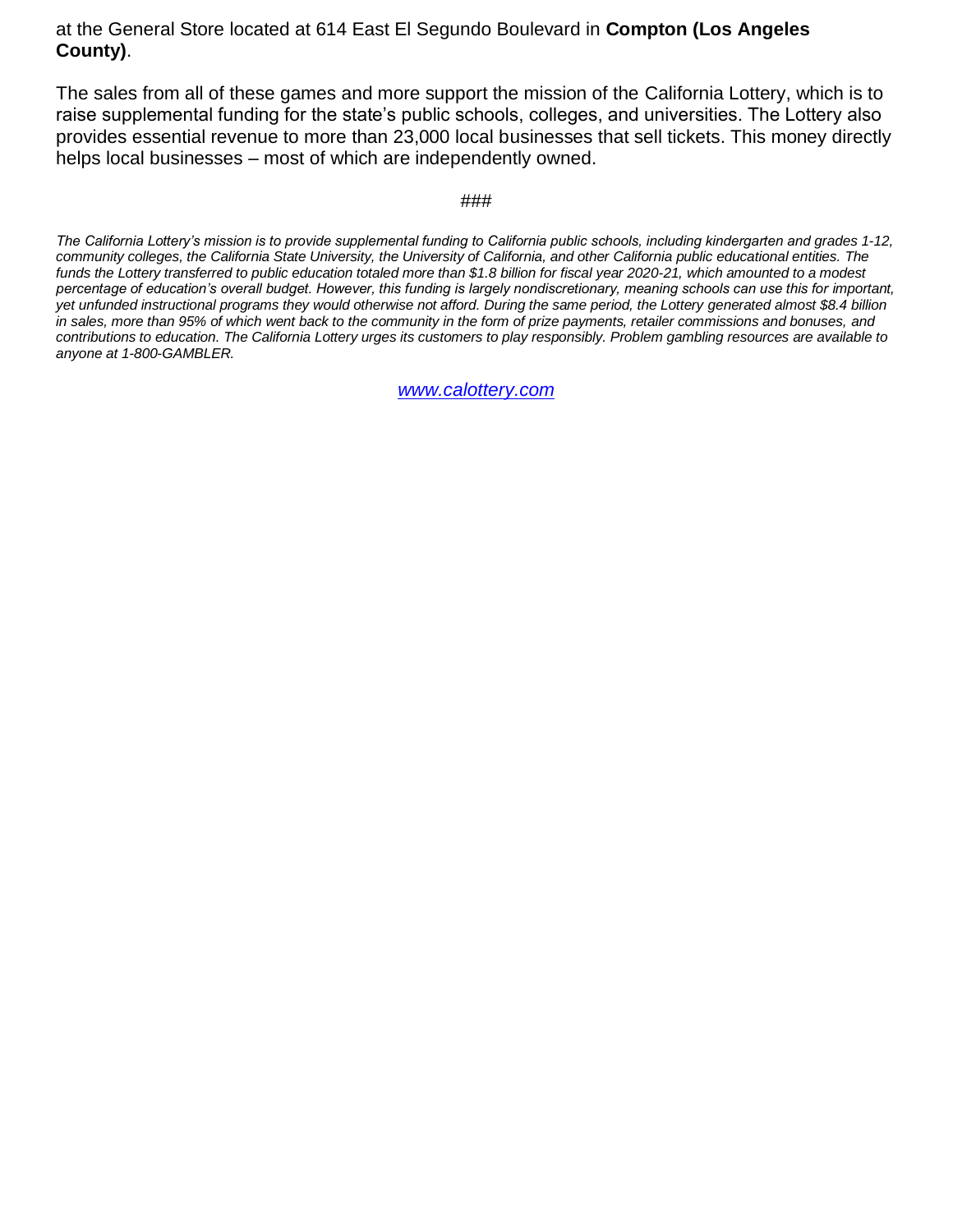at the General Store located at 614 East El Segundo Boulevard in **Compton (Los Angeles County)**.

The sales from all of these games and more support the mission of the California Lottery, which is to raise supplemental funding for the state's public schools, colleges, and universities. The Lottery also provides essential revenue to more than 23,000 local businesses that sell tickets. This money directly helps local businesses – most of which are independently owned.

###

*The California Lottery's mission is to provide supplemental funding to California public schools, including kindergarten and grades 1-12, community colleges, the California State University, the University of California, and other California public educational entities. The funds the Lottery transferred to public education totaled more than $1.8 billion for fiscal year 2020-21, which amounted to a modest percentage of education's overall budget. However, this funding is largely nondiscretionary, meaning schools can use this for important, yet unfunded instructional programs they would otherwise not afford. During the same period, the Lottery generated almost $8.4 billion in sales, more than 95% of which went back to the community in the form of prize payments, retailer commissions and bonuses, and contributions to education. The California Lottery urges its customers to play responsibly. Problem gambling resources are available to anyone at 1-800-GAMBLER.*

[www.calottery.com](http://www.calottery.com)